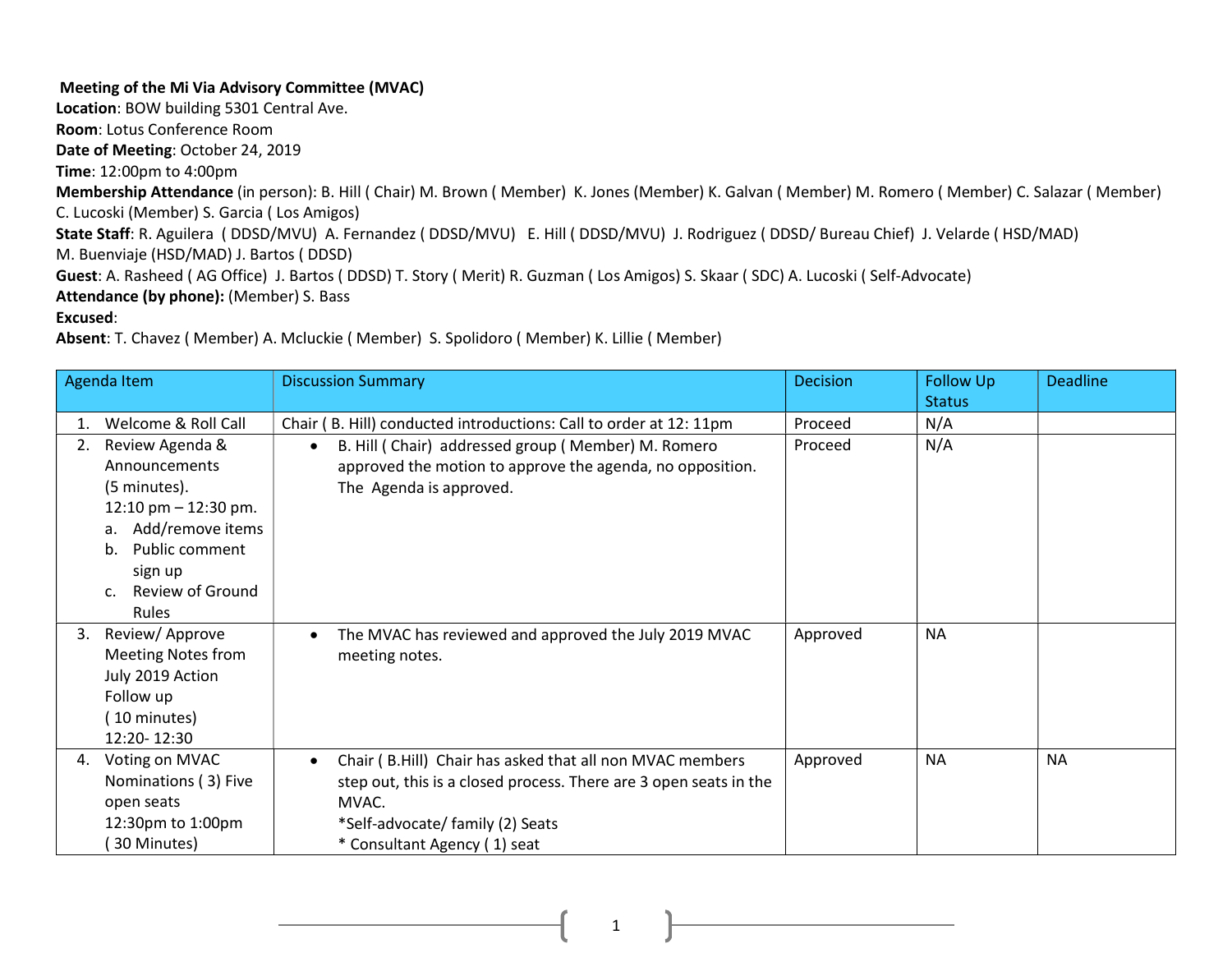**Meeting of the Mi Via Advisory Committee (MVAC)**

**Location**: BOW building 5301 Central Ave.
**Room**: Lotus Conference Room
**Date of Meeting**: October 24, 2019
**Time**: 12:00pm to 4:00pm
**Membership Attendance** (in person): B. Hill ( Chair) M. Brown ( Member) K. Jones (Member) K. Galvan ( Member) M. Romero ( Member) C. Salazar ( Member) C. Lucoski (Member) S. Garcia ( Los Amigos)
**State Staff**: R. Aguilera ( DDSD/MVU) A. Fernandez ( DDSD/MVU) E. Hill ( DDSD/MVU) J. Rodriguez ( DDSD/ Bureau Chief) J. Velarde ( HSD/MAD) M. Buenviaje (HSD/MAD) J. Bartos ( DDSD)
**Guest**: A. Rasheed ( AG Office) J. Bartos ( DDSD) T. Story ( Merit) R. Guzman ( Los Amigos) S. Skaar ( SDC) A. Lucoski ( Self-Advocate)
**Attendance (by phone):** (Member) S. Bass
**Excused**:
**Absent**: T. Chavez ( Member) A. Mcluckie ( Member) S. Spolidoro ( Member) K. Lillie ( Member)

| Agenda Item | Discussion Summary | Decision | Follow Up Status | Deadline |
|---|---|---|---|---|
| 1. Welcome & Roll Call | Chair ( B. Hill) conducted introductions: Call to order at 12: 11pm | Proceed | N/A | |
| 2. Review Agenda & Announcements (5 minutes). 12:10 pm – 12:30 pm. a. Add/remove items b. Public comment sign up c. Review of Ground Rules | • B. Hill ( Chair) addressed group ( Member) M. Romero approved the motion to approve the agenda, no opposition. The Agenda is approved. | Proceed | N/A | |
| 3. Review/ Approve Meeting Notes from July 2019 Action Follow up ( 10 minutes) 12:20- 12:30 | • The MVAC has reviewed and approved the July 2019 MVAC meeting notes. | Approved | NA | |
| 4. Voting on MVAC Nominations ( 3) Five open seats 12:30pm to 1:00pm ( 30 Minutes) | • Chair ( B.Hill) Chair has asked that all non MVAC members step out, this is a closed process. There are 3 open seats in the MVAC. *Self-advocate/ family (2) Seats * Consultant Agency ( 1) seat | Approved | NA | NA |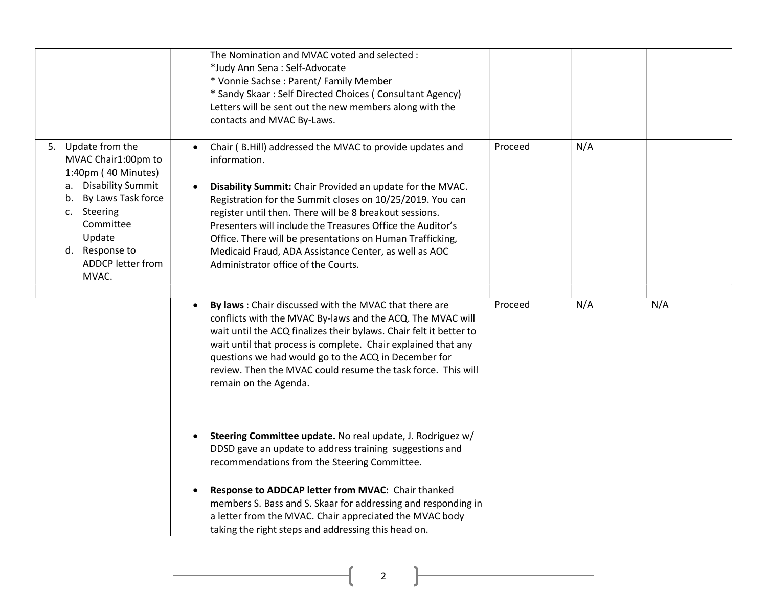| | | | | |
|---|---|---|---|---|
| | The Nomination and MVAC voted and selected :<br>*Judy Ann Sena : Self-Advocate<br>* Vonnie Sachse : Parent/ Family Member<br>* Sandy Skaar : Self Directed Choices ( Consultant Agency)<br>Letters will be sent out the new members along with the contacts and MVAC By-Laws. | | | |
| 5. Update from the MVAC Chair1:00pm to 1:40pm ( 40 Minutes)<br>a. Disability Summit<br>b. By Laws Task force<br>c. Steering Committee Update<br>d. Response to ADDCP letter from MVAC. | • Chair ( B.Hill) addressed the MVAC to provide updates and information.<br><br>• **Disability Summit:** Chair Provided an update for the MVAC. Registration for the Summit closes on 10/25/2019. You can register until then. There will be 8 breakout sessions. Presenters will include the Treasures Office the Auditor's Office. There will be presentations on Human Trafficking, Medicaid Fraud, ADA Assistance Center, as well as AOC Administrator office of the Courts. | Proceed | N/A | |
| | | | | |
| | • **By laws** : Chair discussed with the MVAC that there are conflicts with the MVAC By-laws and the ACQ. The MVAC will wait until the ACQ finalizes their bylaws. Chair felt it better to wait until that process is complete. Chair explained that any questions we had would go to the ACQ in December for review. Then the MVAC could resume the task force. This will remain on the Agenda.<br><br>• **Steering Committee update.** No real update, J. Rodriguez w/ DDSD gave an update to address training suggestions and recommendations from the Steering Committee.<br><br>• **Response to ADDCAP letter from MVAC:** Chair thanked members S. Bass and S. Skaar for addressing and responding in a letter from the MVAC. Chair appreciated the MVAC body taking the right steps and addressing this head on. | Proceed | N/A | N/A |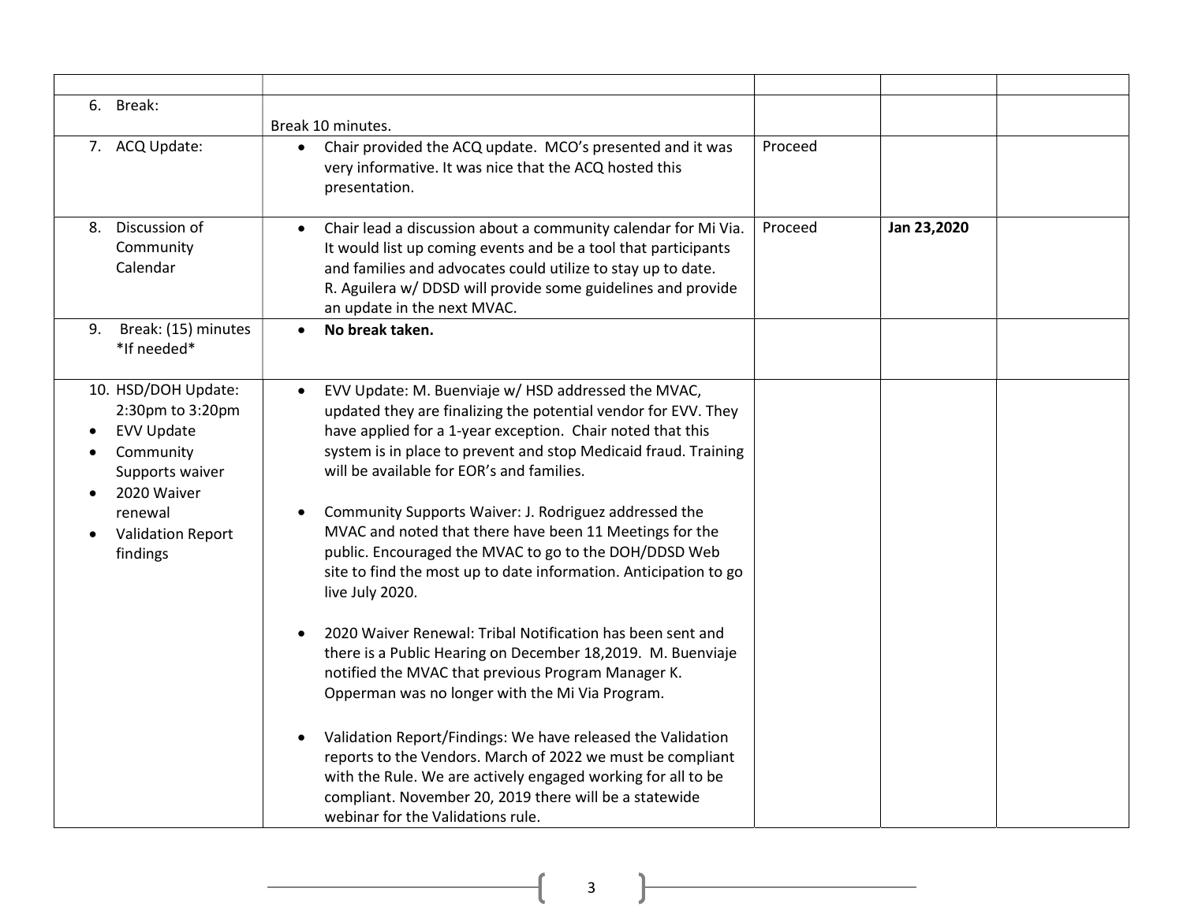| | | | | |
|---|---|---|---|---|
| 6. Break: | Break 10 minutes. | | | |
| 7. ACQ Update: | • Chair provided the ACQ update. MCO's presented and it was very informative. It was nice that the ACQ hosted this presentation. | Proceed | | |
| 8. Discussion of Community Calendar | • Chair lead a discussion about a community calendar for Mi Via. It would list up coming events and be a tool that participants and families and advocates could utilize to stay up to date. R. Aguilera w/ DDSD will provide some guidelines and provide an update in the next MVAC. | Proceed | **Jan 23,2020** | |
| 9. Break: (15) minutes *If needed* | • **No break taken.** | | | |
| 10. HSD/DOH Update: 2:30pm to 3:20pm<br>• EVV Update<br>• Community Supports waiver<br>• 2020 Waiver renewal<br>• Validation Report findings | • EVV Update: M. Buenviaje w/ HSD addressed the MVAC, updated they are finalizing the potential vendor for EVV. They have applied for a 1-year exception. Chair noted that this system is in place to prevent and stop Medicaid fraud. Training will be available for EOR's and families.<br><br>• Community Supports Waiver: J. Rodriguez addressed the MVAC and noted that there have been 11 Meetings for the public. Encouraged the MVAC to go to the DOH/DDSD Web site to find the most up to date information. Anticipation to go live July 2020.<br><br>• 2020 Waiver Renewal: Tribal Notification has been sent and there is a Public Hearing on December 18,2019. M. Buenviaje notified the MVAC that previous Program Manager K. Opperman was no longer with the Mi Via Program.<br><br>• Validation Report/Findings: We have released the Validation reports to the Vendors. March of 2022 we must be compliant with the Rule. We are actively engaged working for all to be compliant. November 20, 2019 there will be a statewide webinar for the Validations rule. | | | |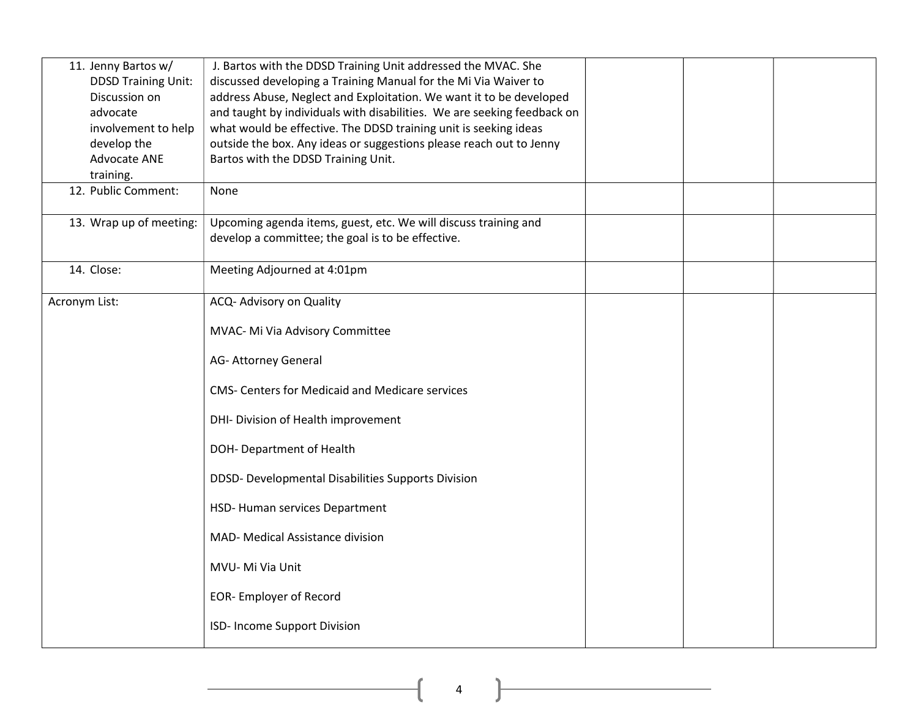| | | | | |
|---|---|---|---|---|
| 11. Jenny Bartos w/ DDSD Training Unit: Discussion on advocate involvement to help develop the Advocate ANE training. | J. Bartos with the DDSD Training Unit addressed the MVAC. She discussed developing a Training Manual for the Mi Via Waiver to address Abuse, Neglect and Exploitation. We want it to be developed and taught by individuals with disabilities. We are seeking feedback on what would be effective. The DDSD training unit is seeking ideas outside the box. Any ideas or suggestions please reach out to Jenny Bartos with the DDSD Training Unit. | | | |
| 12. Public Comment: | None | | | |
| 13. Wrap up of meeting: | Upcoming agenda items, guest, etc. We will discuss training and develop a committee; the goal is to be effective. | | | |
| 14. Close: | Meeting Adjourned at 4:01pm | | | |
| Acronym List: | ACQ- Advisory on Quality<br><br>MVAC- Mi Via Advisory Committee<br><br>AG- Attorney General<br><br>CMS- Centers for Medicaid and Medicare services<br><br>DHI- Division of Health improvement<br><br>DOH- Department of Health<br><br>DDSD- Developmental Disabilities Supports Division<br><br>HSD- Human services Department<br><br>MAD- Medical Assistance division<br><br>MVU- Mi Via Unit<br><br>EOR- Employer of Record<br><br>ISD- Income Support Division | | | |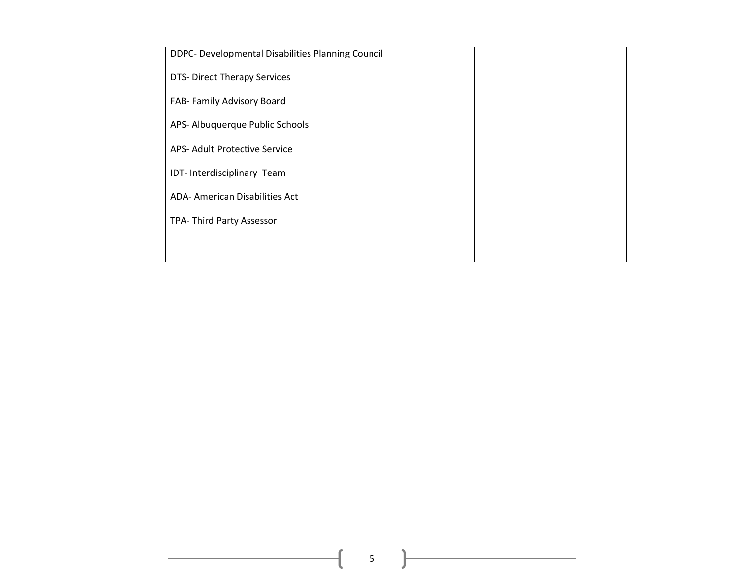| | | | | |
|---|---|---|---|---|
| | DDPC- Developmental Disabilities Planning Council<br><br>DTS- Direct Therapy Services<br><br>FAB- Family Advisory Board<br><br>APS- Albuquerque Public Schools<br><br>APS- Adult Protective Service<br><br>IDT- Interdisciplinary Team<br><br>ADA- American Disabilities Act<br><br>TPA- Third Party Assessor | | | |